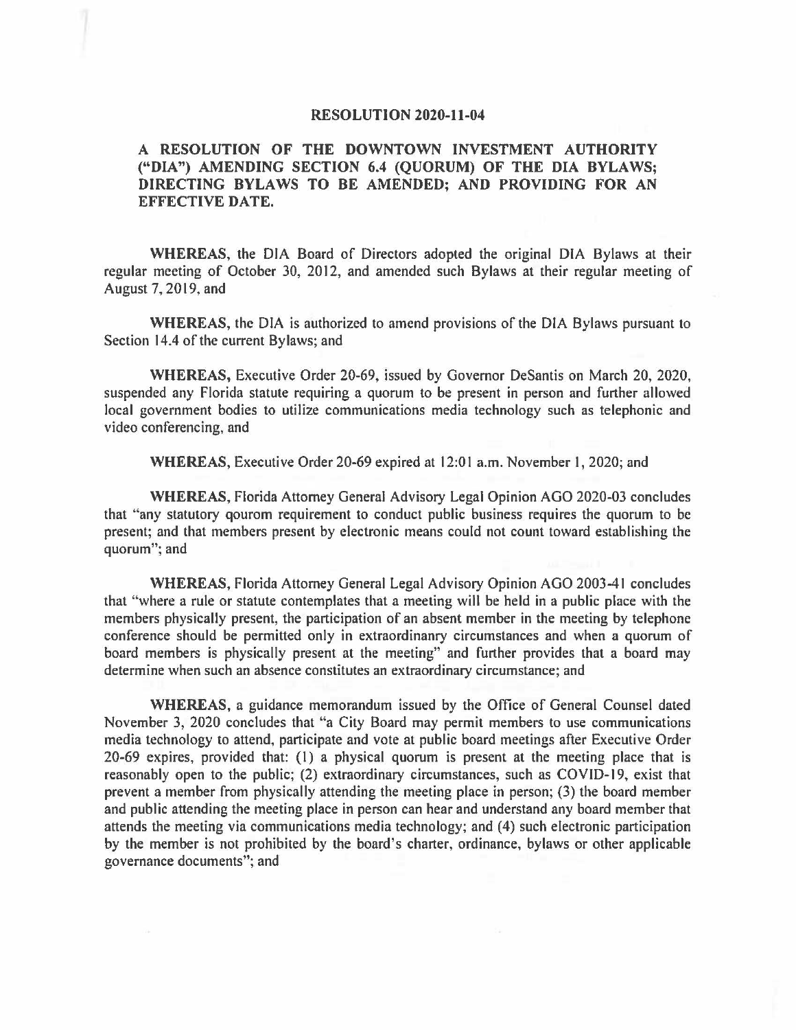# RESOLUTION 2020-11-04

## A RESOLUTION OF THE DOWNTOWN INVESTMENT AUTHORITY ("DIA") AMENDING SECTION 6.4 (QUORUM) OF THE DIA BYLAWS; DIRECTING BYLAWS TO BE AMENDED; AND PROVIDING FOR AN EFFECTIVE DATE.

**WHEREAS,** the DIA Board of Directors adopted the original DIA Bylaws at their regular meeting of October 30, 2012, and amended such Bylaws at their regular meeting of August 7, 2019, and

**WHEREAS,** the DIA is authorized to amend provisions of the DIA Bylaws pursuant to Section 14.4 of the current Bylaws; and

**WHEREAS,** Executive Order 20-69, issued by Governor DeSantis on March 20, 2020, suspended any Florida statute requiring a quorum to be present in person and further allowed local government bodies to utilize communications media technology such as telephonic and video conferencing, and

**WHEREAS,** Executive Order 20-69 expired at 12:01 a.m. November 1, 2020; and

**WHEREAS,** Florida Attorney General Advisory Legal Opinion AGO 2020-03 concludes that "any statutory qourom requirement to conduct public business requires the quorum to be present; and that members present by electronic means could not count toward establishing the quorum"; and

**WHEREAS,** Florida Attorney General Legal Advisory Opinion AGO 2003-41 concludes that "where a rule or statute contemplates that a meeting will be held in a public place with the members physically present, the participation of an absent member in the meeting by telephone conference should be permitted only in extraordinary circumstances and when a quorum of board members is physically present at the meeting" and further provides that a board may determine when such an absence constitutes an extraordinary circumstance; and

**WHEREAS,** a guidance memorandum issued by the Office of General Counsel dated November 3, 2020 concludes that "a City Board may permit members to use communications media technology to attend, participate and vote at public board meetings after Executive Order 20-69 expires, provided that: (1) a physical quorum is present at the meeting place that is reasonably open to the public; (2) extraordinary circumstances, such as COVID-19, exist that prevent a member from physically attending the meeting place in person; (3) the board member and public attending the meeting place in person can hear and understand any board member that attends the meeting via communications media technology; and (4) such electronic participation by the member is not prohibited by the board's charter, ordinance, bylaws or other applicable governance documents"; and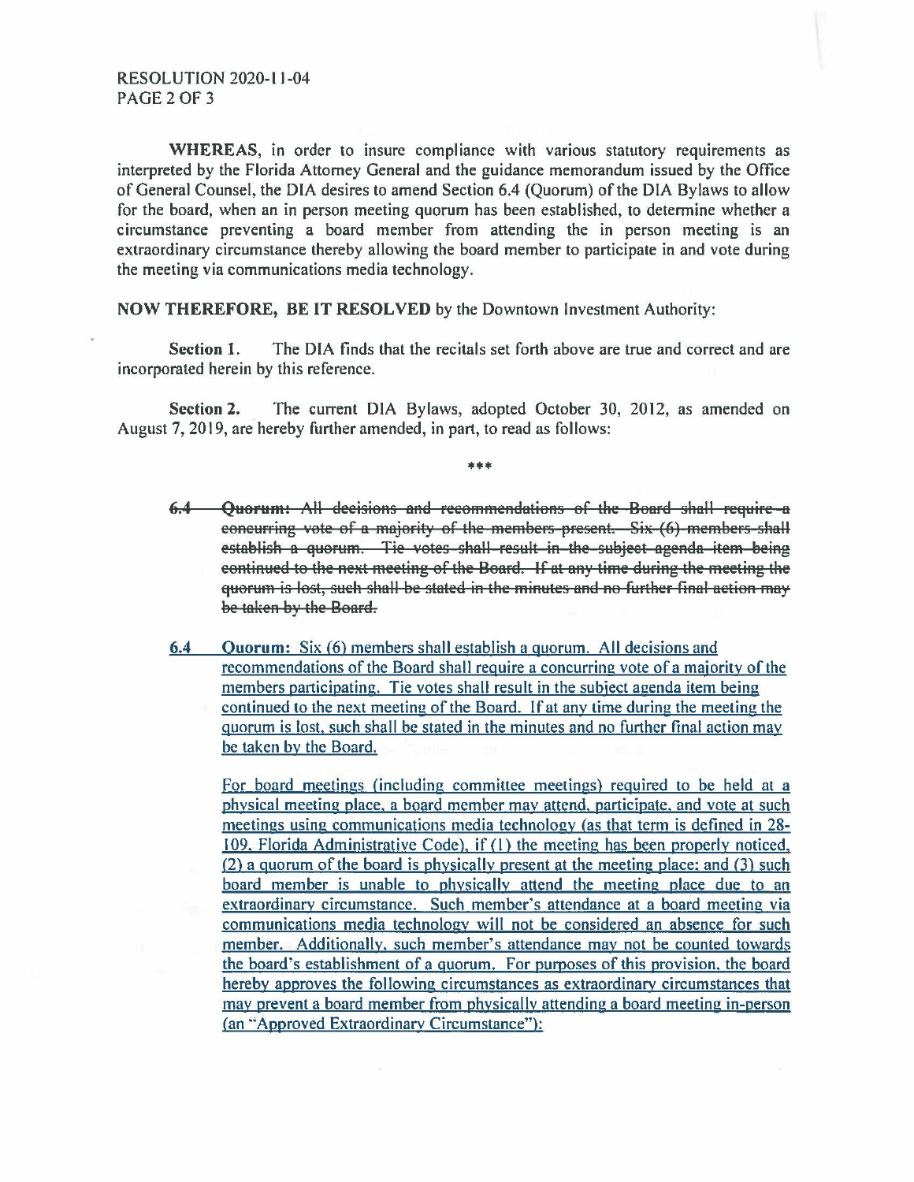**WHEREAS**, in order to insure compliance with various statutory requirements as interpreted by the Florida Attorney General and the guidance memorandum issued by the Office of General Counsel, the DIA desires to amend Section 6.4 (Quorum) of the DIA Bylaws to allow for the board, when an in person meeting quorum has been established, to determine whether a circumstance preventing a board member from attending the in person meeting is an extraordinary circumstance thereby allowing the board member to participate in and vote during the meeting via communications media technology.

**NOW THEREFORE, BE IT RESOLVED** by the Downtown Investment Authority:

**Section 1.** The DIA finds that the recitals set forth above are true and correct and are incorporated herein by this reference.

**Section 2.** The current DIA Bylaws, adopted October 30, 2012, as amended on August 7, 2019, are hereby further amended, in part, to read as follows:

\*\*\*

~~**6.4 Quorum:** All decisions and recommendations of the Board shall require a concurring vote of a majority of the members present. Six (6) members shall establish a quorum. Tie votes shall result in the subject agenda item being continued to the next meeting of the Board. If at any time during the meeting the quorum is lost, such shall be stated in the minutes and no further final action may be taken by the Board.~~

<u>**6.4 Quorum:** Six (6) members shall establish a quorum. All decisions and recommendations of the Board shall require a concurring vote of a majority of the members participating. Tie votes shall result in the subject agenda item being continued to the next meeting of the Board. If at any time during the meeting the quorum is lost, such shall be stated in the minutes and no further final action may be taken by the Board.</u>

<u>For board meetings (including committee meetings) required to be held at a physical meeting place, a board member may attend, participate, and vote at such meetings using communications media technology (as that term is defined in 28-109, Florida Administrative Code), if (1) the meeting has been properly noticed, (2) a quorum of the board is physically present at the meeting place; and (3) such board member is unable to physically attend the meeting place due to an extraordinary circumstance. Such member's attendance at a board meeting via communications media technology will not be considered an absence for such member. Additionally, such member's attendance may not be counted towards the board's establishment of a quorum. For purposes of this provision, the board hereby approves the following circumstances as extraordinary circumstances that may prevent a board member from physically attending a board meeting in-person (an "Approved Extraordinary Circumstance"):</u>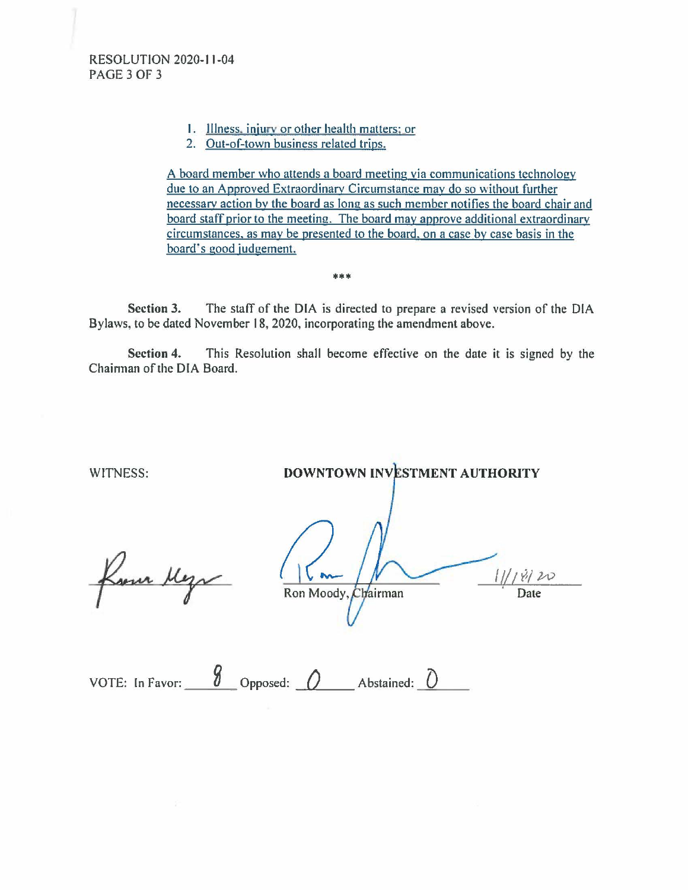1. Illness, injury or other health matters; or
2. Out-of-town business related trips.

A board member who attends a board meeting via communications technology due to an Approved Extraordinary Circumstance may do so without further necessary action by the board as long as such member notifies the board chair and board staff prior to the meeting. The board may approve additional extraordinary circumstances, as may be presented to the board, on a case by case basis in the board's good judgement.

\*\*\*

**Section 3.** The staff of the DIA is directed to prepare a revised version of the DIA Bylaws, to be dated November 18, 2020, incorporating the amendment above.

**Section 4.** This Resolution shall become effective on the date it is signed by the Chairman of the DIA Board.

WITNESS: **DOWNTOWN INVESTMENT AUTHORITY**

Ron Moody, Chairman

Date: 11/18/20

VOTE: In Favor: 8 Opposed: 0 Abstained: 0